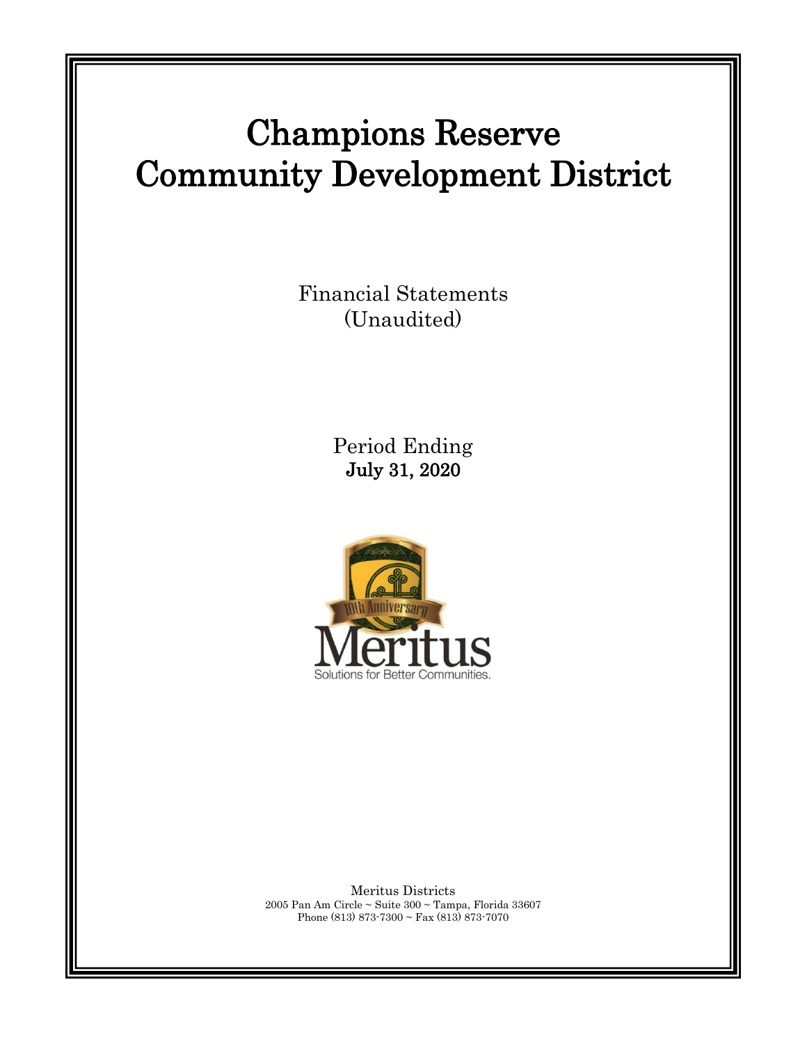# Champions Reserve Community Development District

Financial Statements
(Unaudited)

Period Ending
**July 31, 2020**

Meritus Districts
2005 Pan Am Circle ~ Suite 300 ~ Tampa, Florida 33607
Phone (813) 873-7300 ~ Fax (813) 873-7070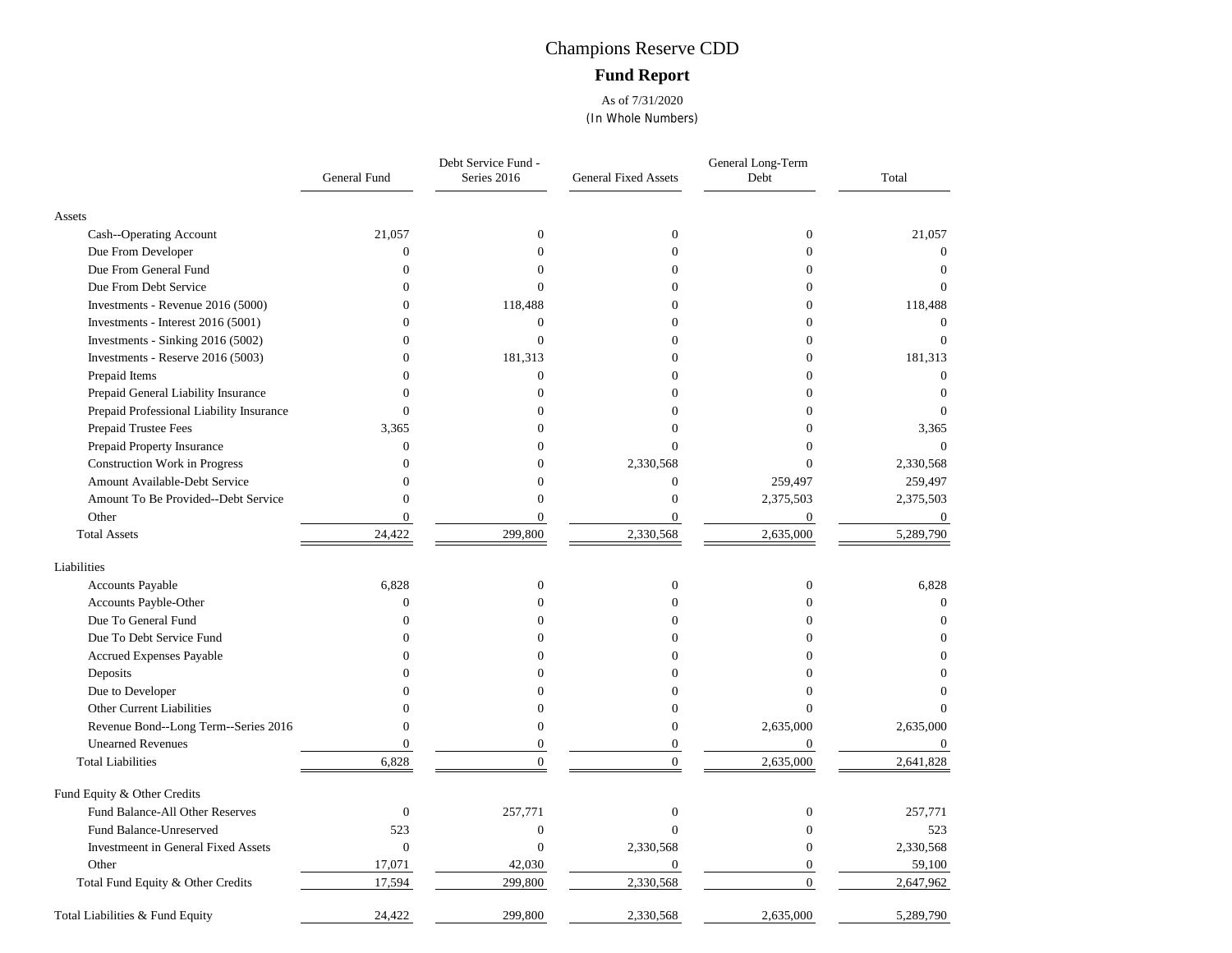# Champions Reserve CDD

## Fund Report

As of 7/31/2020
(In Whole Numbers)

| | General Fund | Debt Service Fund - Series 2016 | General Fixed Assets | General Long-Term Debt | Total |
|---|---|---|---|---|---|
| **Assets** | | | | | |
| Cash--Operating Account | 21,057 | 0 | 0 | 0 | 21,057 |
| Due From Developer | 0 | 0 | 0 | 0 | 0 |
| Due From General Fund | 0 | 0 | 0 | 0 | 0 |
| Due From Debt Service | 0 | 0 | 0 | 0 | 0 |
| Investments - Revenue 2016 (5000) | 0 | 118,488 | 0 | 0 | 118,488 |
| Investments - Interest 2016 (5001) | 0 | 0 | 0 | 0 | 0 |
| Investments - Sinking 2016 (5002) | 0 | 0 | 0 | 0 | 0 |
| Investments - Reserve 2016 (5003) | 0 | 181,313 | 0 | 0 | 181,313 |
| Prepaid Items | 0 | 0 | 0 | 0 | 0 |
| Prepaid General Liability Insurance | 0 | 0 | 0 | 0 | 0 |
| Prepaid Professional Liability Insurance | 0 | 0 | 0 | 0 | 0 |
| Prepaid Trustee Fees | 3,365 | 0 | 0 | 0 | 3,365 |
| Prepaid Property Insurance | 0 | 0 | 0 | 0 | 0 |
| Construction Work in Progress | 0 | 0 | 2,330,568 | 0 | 2,330,568 |
| Amount Available-Debt Service | 0 | 0 | 0 | 259,497 | 259,497 |
| Amount To Be Provided--Debt Service | 0 | 0 | 0 | 2,375,503 | 2,375,503 |
| Other | 0 | 0 | 0 | 0 | 0 |
| Total Assets | 24,422 | 299,800 | 2,330,568 | 2,635,000 | 5,289,790 |
| **Liabilities** | | | | | |
| Accounts Payable | 6,828 | 0 | 0 | 0 | 6,828 |
| Accounts Payble-Other | 0 | 0 | 0 | 0 | 0 |
| Due To General Fund | 0 | 0 | 0 | 0 | 0 |
| Due To Debt Service Fund | 0 | 0 | 0 | 0 | 0 |
| Accrued Expenses Payable | 0 | 0 | 0 | 0 | 0 |
| Deposits | 0 | 0 | 0 | 0 | 0 |
| Due to Developer | 0 | 0 | 0 | 0 | 0 |
| Other Current Liabilities | 0 | 0 | 0 | 0 | 0 |
| Revenue Bond--Long Term--Series 2016 | 0 | 0 | 0 | 2,635,000 | 2,635,000 |
| Unearned Revenues | 0 | 0 | 0 | 0 | 0 |
| Total Liabilities | 6,828 | 0 | 0 | 2,635,000 | 2,641,828 |
| **Fund Equity & Other Credits** | | | | | |
| Fund Balance-All Other Reserves | 0 | 257,771 | 0 | 0 | 257,771 |
| Fund Balance-Unreserved | 523 | 0 | 0 | 0 | 523 |
| Investmeent in General Fixed Assets | 0 | 0 | 2,330,568 | 0 | 2,330,568 |
| Other | 17,071 | 42,030 | 0 | 0 | 59,100 |
| Total Fund Equity & Other Credits | 17,594 | 299,800 | 2,330,568 | 0 | 2,647,962 |
| Total Liabilities & Fund Equity | 24,422 | 299,800 | 2,330,568 | 2,635,000 | 5,289,790 |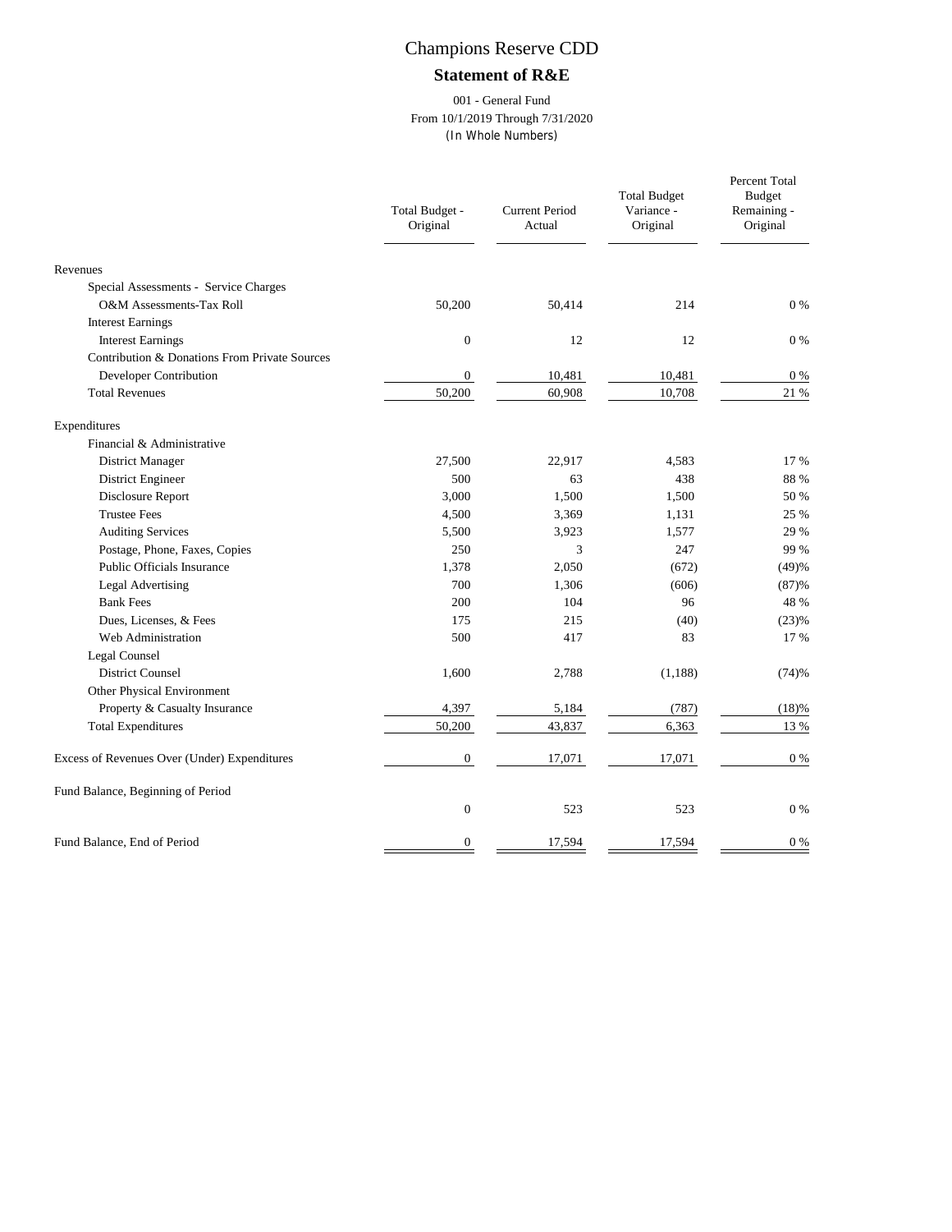# Champions Reserve CDD

## Statement of R&E

001 - General Fund
From 10/1/2019 Through 7/31/2020
(In Whole Numbers)

| | Total Budget - Original | Current Period Actual | Total Budget Variance - Original | Percent Total Budget Remaining - Original |
|---|---|---|---|---|
| **Revenues** | | | | |
| Special Assessments - Service Charges | | | | |
| O&M Assessments-Tax Roll | 50,200 | 50,414 | 214 | 0 % |
| Interest Earnings | | | | |
| Interest Earnings | 0 | 12 | 12 | 0 % |
| Contribution & Donations From Private Sources | | | | |
| Developer Contribution | 0 | 10,481 | 10,481 | 0 % |
| Total Revenues | 50,200 | 60,908 | 10,708 | 21 % |
| **Expenditures** | | | | |
| Financial & Administrative | | | | |
| District Manager | 27,500 | 22,917 | 4,583 | 17 % |
| District Engineer | 500 | 63 | 438 | 88 % |
| Disclosure Report | 3,000 | 1,500 | 1,500 | 50 % |
| Trustee Fees | 4,500 | 3,369 | 1,131 | 25 % |
| Auditing Services | 5,500 | 3,923 | 1,577 | 29 % |
| Postage, Phone, Faxes, Copies | 250 | 3 | 247 | 99 % |
| Public Officials Insurance | 1,378 | 2,050 | (672) | (49)% |
| Legal Advertising | 700 | 1,306 | (606) | (87)% |
| Bank Fees | 200 | 104 | 96 | 48 % |
| Dues, Licenses, & Fees | 175 | 215 | (40) | (23)% |
| Web Administration | 500 | 417 | 83 | 17 % |
| Legal Counsel | | | | |
| District Counsel | 1,600 | 2,788 | (1,188) | (74)% |
| Other Physical Environment | | | | |
| Property & Casualty Insurance | 4,397 | 5,184 | (787) | (18)% |
| Total Expenditures | 50,200 | 43,837 | 6,363 | 13 % |
| Excess of Revenues Over (Under) Expenditures | 0 | 17,071 | 17,071 | 0 % |
| Fund Balance, Beginning of Period | 0 | 523 | 523 | 0 % |
| Fund Balance, End of Period | 0 | 17,594 | 17,594 | 0 % |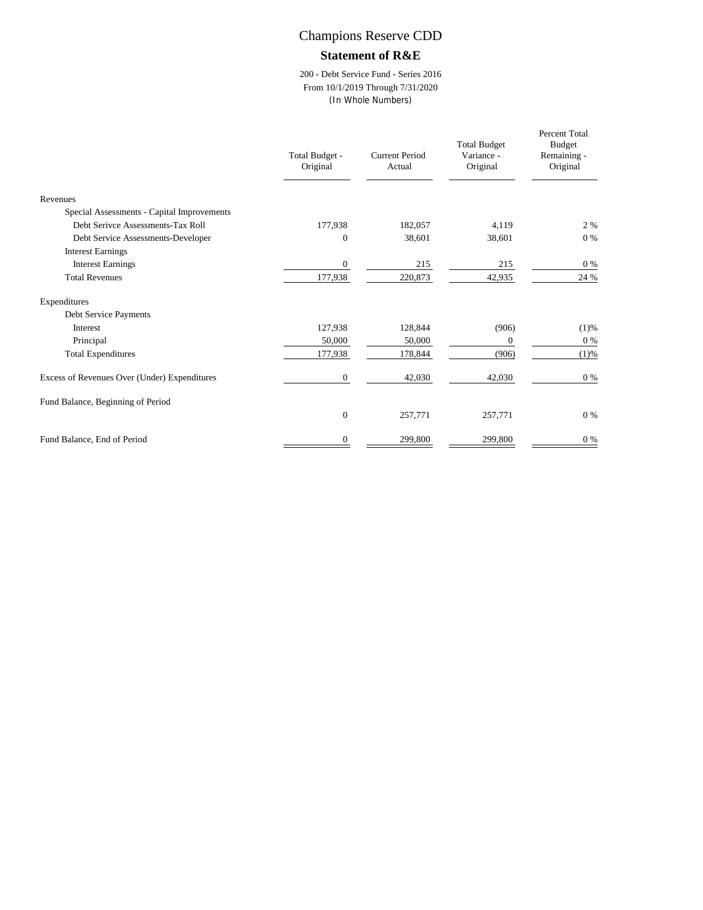# Champions Reserve CDD

## Statement of R&E

200 - Debt Service Fund - Series 2016
From 10/1/2019 Through 7/31/2020
(In Whole Numbers)

| | Total Budget - Original | Current Period Actual | Total Budget Variance - Original | Percent Total Budget Remaining - Original |
|---|---|---|---|---|
| Revenues | | | | |
| Special Assessments - Capital Improvements | | | | |
| Debt Serivce Assessments-Tax Roll | 177,938 | 182,057 | 4,119 | 2 % |
| Debt Service Assessments-Developer | 0 | 38,601 | 38,601 | 0 % |
| Interest Earnings | | | | |
| Interest Earnings | 0 | 215 | 215 | 0 % |
| Total Revenues | 177,938 | 220,873 | 42,935 | 24 % |
| Expenditures | | | | |
| Debt Service Payments | | | | |
| Interest | 127,938 | 128,844 | (906) | (1)% |
| Principal | 50,000 | 50,000 | 0 | 0 % |
| Total Expenditures | 177,938 | 178,844 | (906) | (1)% |
| Excess of Revenues Over (Under) Expenditures | 0 | 42,030 | 42,030 | 0 % |
| Fund Balance, Beginning of Period | 0 | 257,771 | 257,771 | 0 % |
| Fund Balance, End of Period | 0 | 299,800 | 299,800 | 0 % |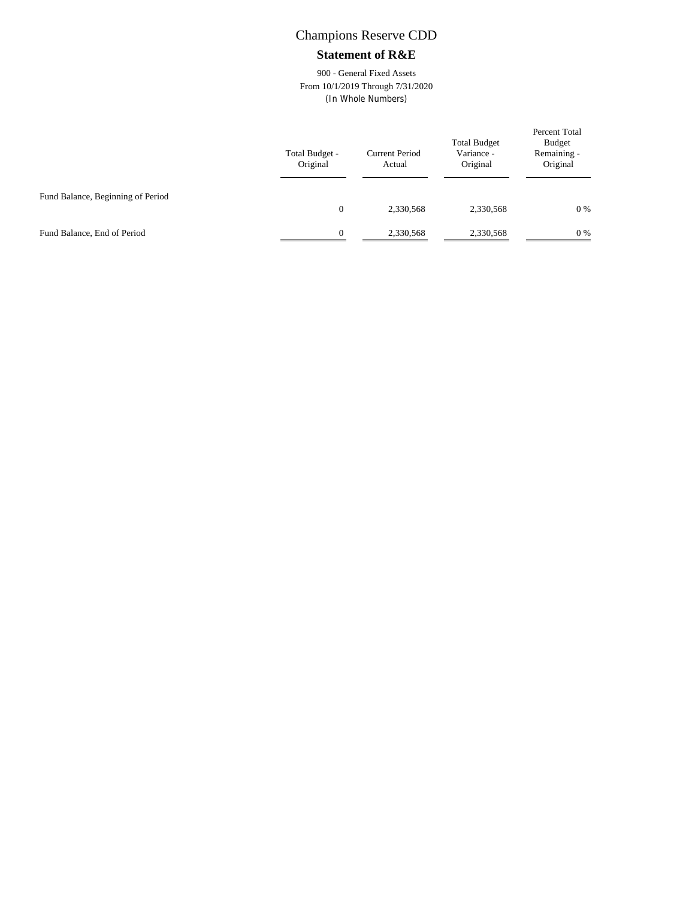# Champions Reserve CDD

## Statement of R&E

900 - General Fixed Assets
From 10/1/2019 Through 7/31/2020
(In Whole Numbers)

| | Total Budget - Original | Current Period Actual | Total Budget Variance - Original | Percent Total Budget Remaining - Original |
|---|---|---|---|---|
| Fund Balance, Beginning of Period | 0 | 2,330,568 | 2,330,568 | 0 % |
| Fund Balance, End of Period | 0 | 2,330,568 | 2,330,568 | 0 % |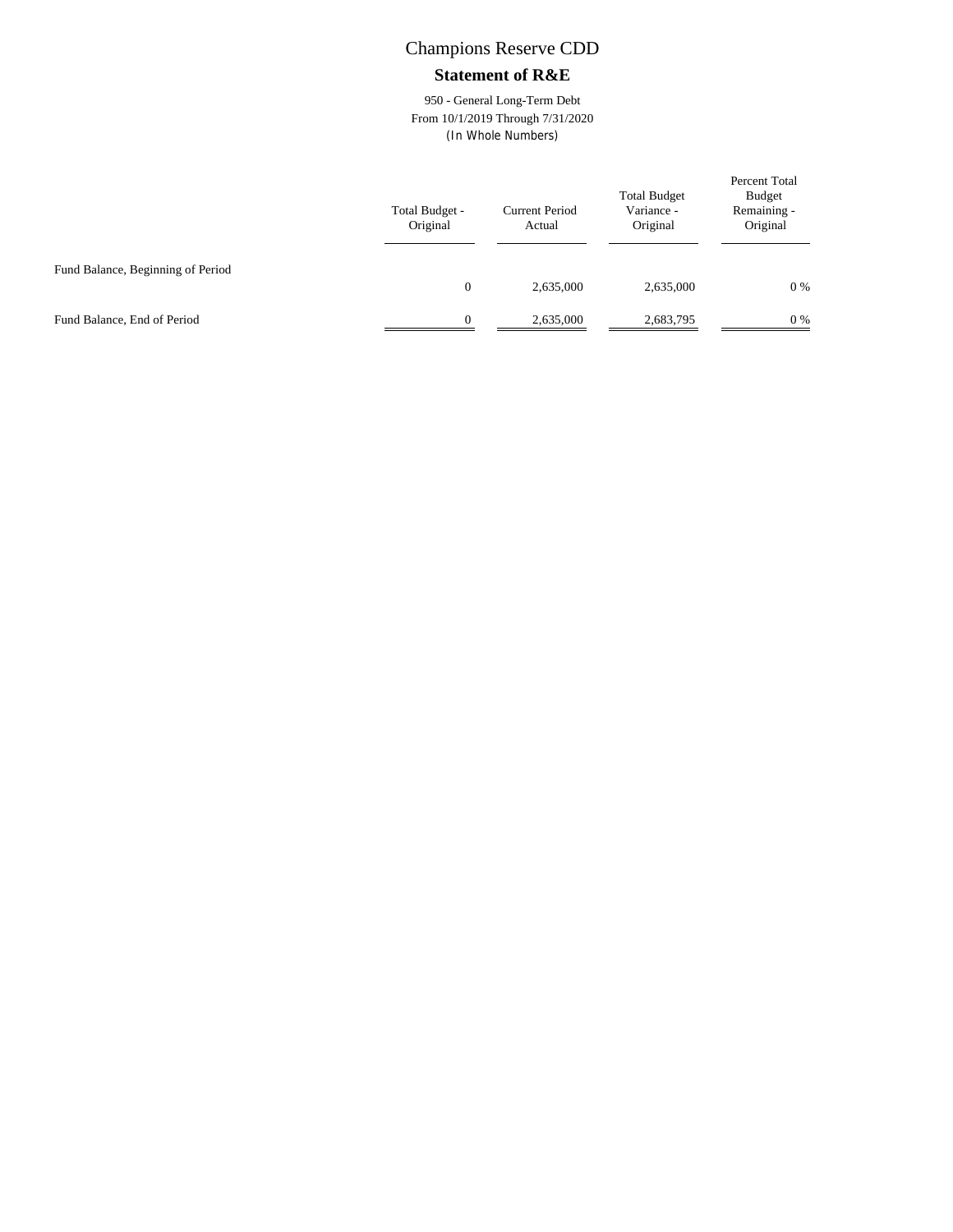# Champions Reserve CDD

## Statement of R&E

950 - General Long-Term Debt
From 10/1/2019 Through 7/31/2020
(In Whole Numbers)

| | Total Budget - Original | Current Period Actual | Total Budget Variance - Original | Percent Total Budget Remaining - Original |
|---|---|---|---|---|
| Fund Balance, Beginning of Period | 0 | 2,635,000 | 2,635,000 | 0 % |
| Fund Balance, End of Period | 0 | 2,635,000 | 2,683,795 | 0 % |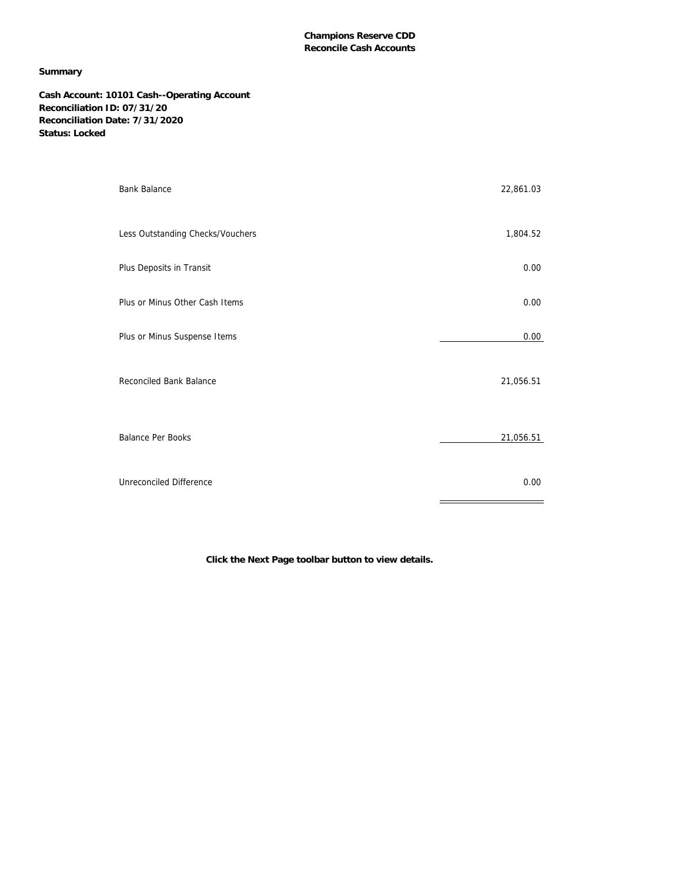**Champions Reserve CDD**
**Reconcile Cash Accounts**

**Summary**

**Cash Account: 10101 Cash--Operating Account**
**Reconciliation ID: 07/31/20**
**Reconciliation Date: 7/31/2020**
**Status: Locked**

| | |
|---|---:|
| Bank Balance | 22,861.03 |
| Less Outstanding Checks/Vouchers | 1,804.52 |
| Plus Deposits in Transit | 0.00 |
| Plus or Minus Other Cash Items | 0.00 |
| Plus or Minus Suspense Items | 0.00 |
| Reconciled Bank Balance | 21,056.51 |
| Balance Per Books | 21,056.51 |
| Unreconciled Difference | 0.00 |

**Click the Next Page toolbar button to view details.**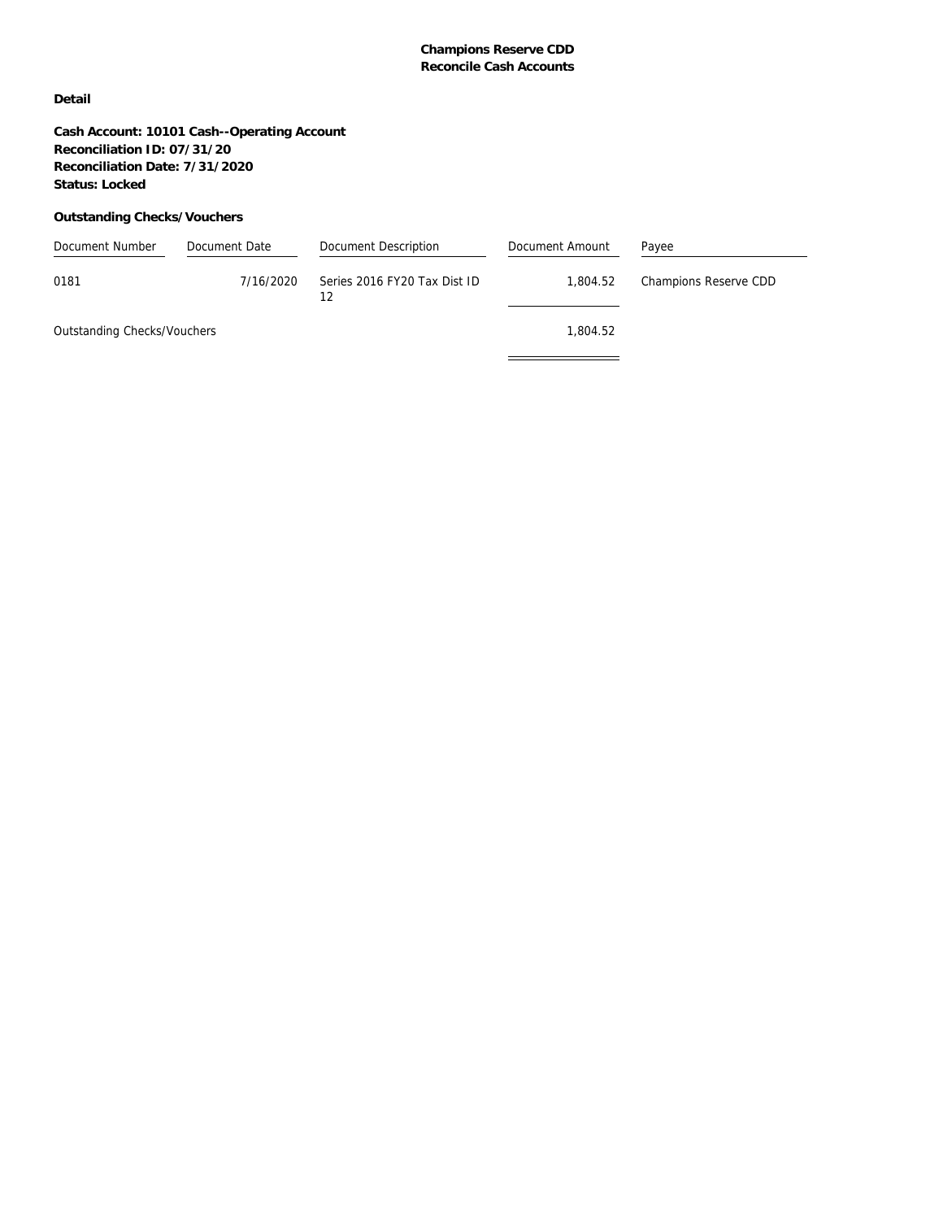**Champions Reserve CDD**
**Reconcile Cash Accounts**

**Detail**

**Cash Account: 10101 Cash--Operating Account**
**Reconciliation ID: 07/31/20**
**Reconciliation Date: 7/31/2020**
**Status: Locked**

**Outstanding Checks/Vouchers**

| Document Number | Document Date | Document Description | Document Amount | Payee |
|---|---|---|---|---|
| 0181 | 7/16/2020 | Series 2016 FY20 Tax Dist ID 12 | 1,804.52 | Champions Reserve CDD |
| Outstanding Checks/Vouchers | | | 1,804.52 | |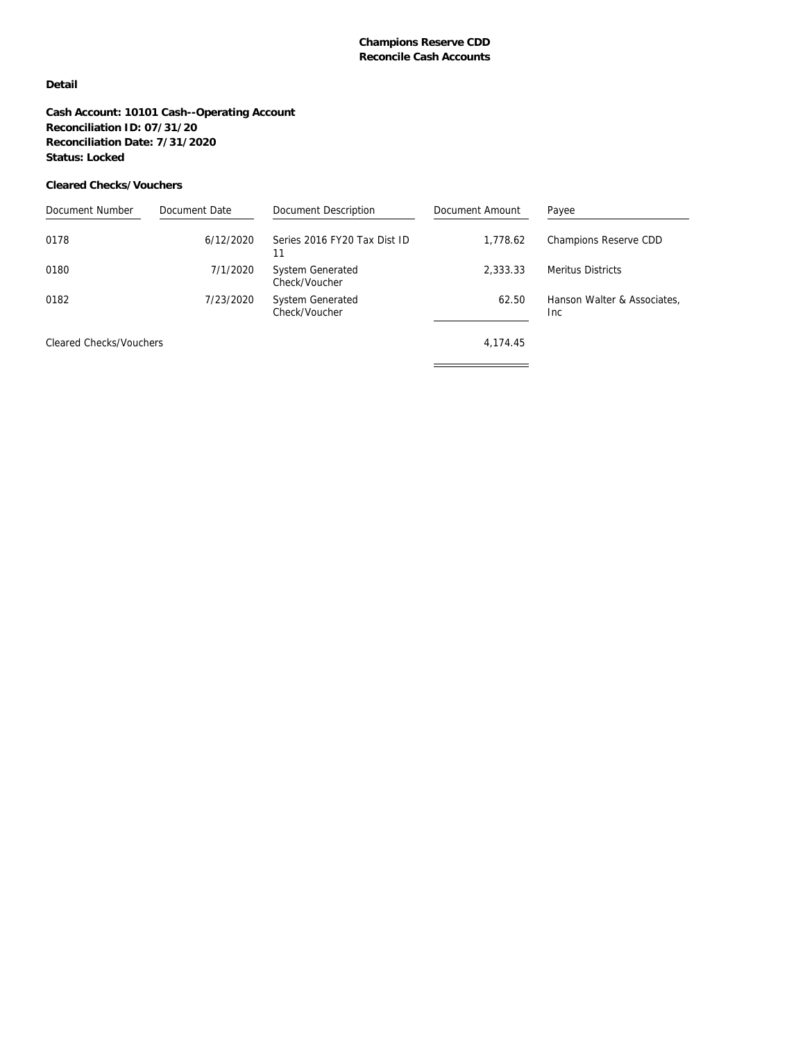**Champions Reserve CDD**
**Reconcile Cash Accounts**

**Detail**

**Cash Account: 10101 Cash--Operating Account**
**Reconciliation ID: 07/31/20**
**Reconciliation Date: 7/31/2020**
**Status: Locked**

**Cleared Checks/Vouchers**

| Document Number | Document Date | Document Description | Document Amount | Payee |
|---|---|---|---|---|
| 0178 | 6/12/2020 | Series 2016 FY20 Tax Dist ID 11 | 1,778.62 | Champions Reserve CDD |
| 0180 | 7/1/2020 | System Generated Check/Voucher | 2,333.33 | Meritus Districts |
| 0182 | 7/23/2020 | System Generated Check/Voucher | 62.50 | Hanson Walter & Associates, Inc |
| Cleared Checks/Vouchers | | | 4,174.45 | |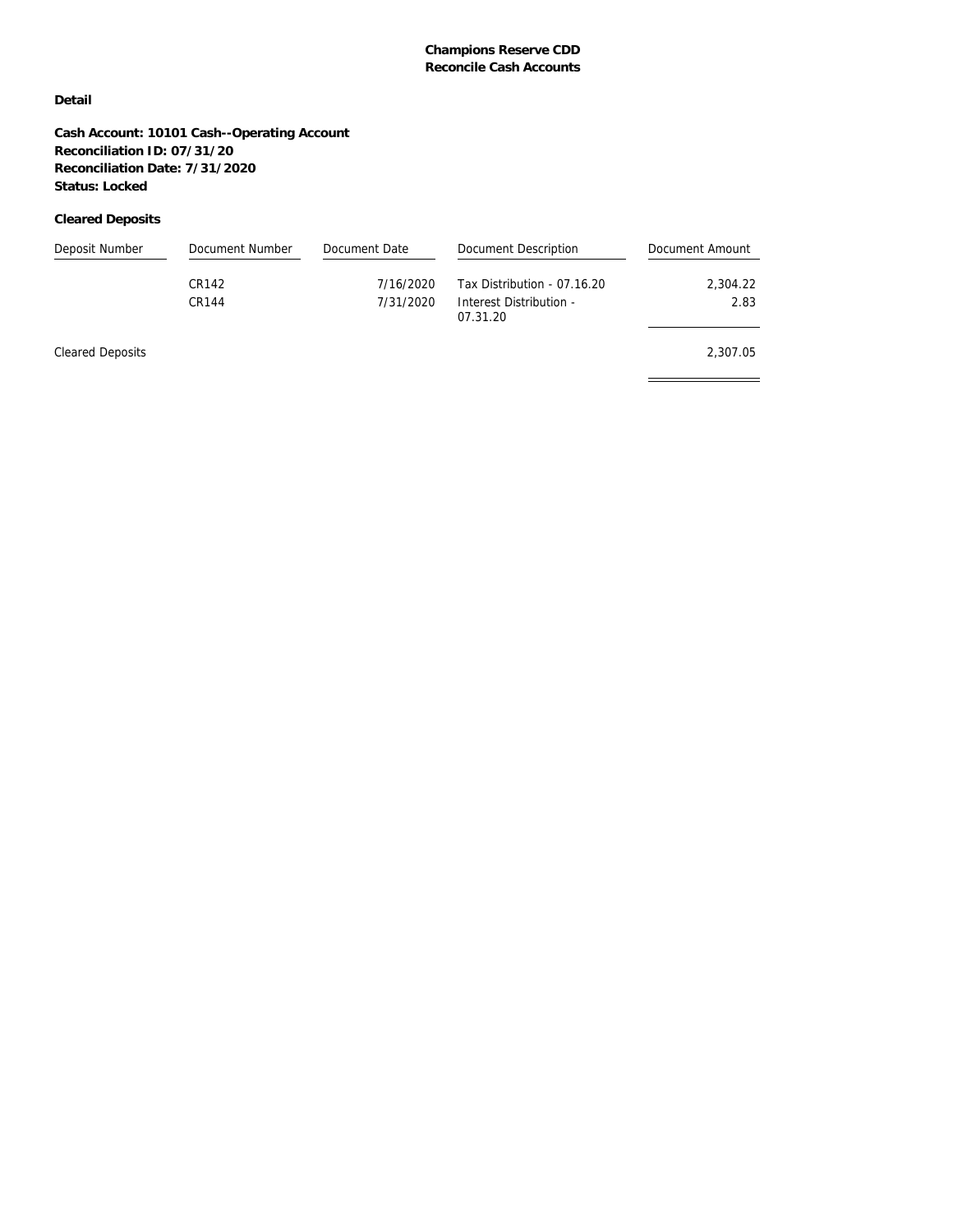**Champions Reserve CDD**
**Reconcile Cash Accounts**

**Detail**

**Cash Account: 10101 Cash--Operating Account**
**Reconciliation ID: 07/31/20**
**Reconciliation Date: 7/31/2020**
**Status: Locked**

**Cleared Deposits**

| Deposit Number | Document Number | Document Date | Document Description | Document Amount |
|---|---|---|---|---|
| | CR142 | 7/16/2020 | Tax Distribution - 07.16.20 | 2,304.22 |
| | CR144 | 7/31/2020 | Interest Distribution - 07.31.20 | 2.83 |
| Cleared Deposits | | | | 2,307.05 |